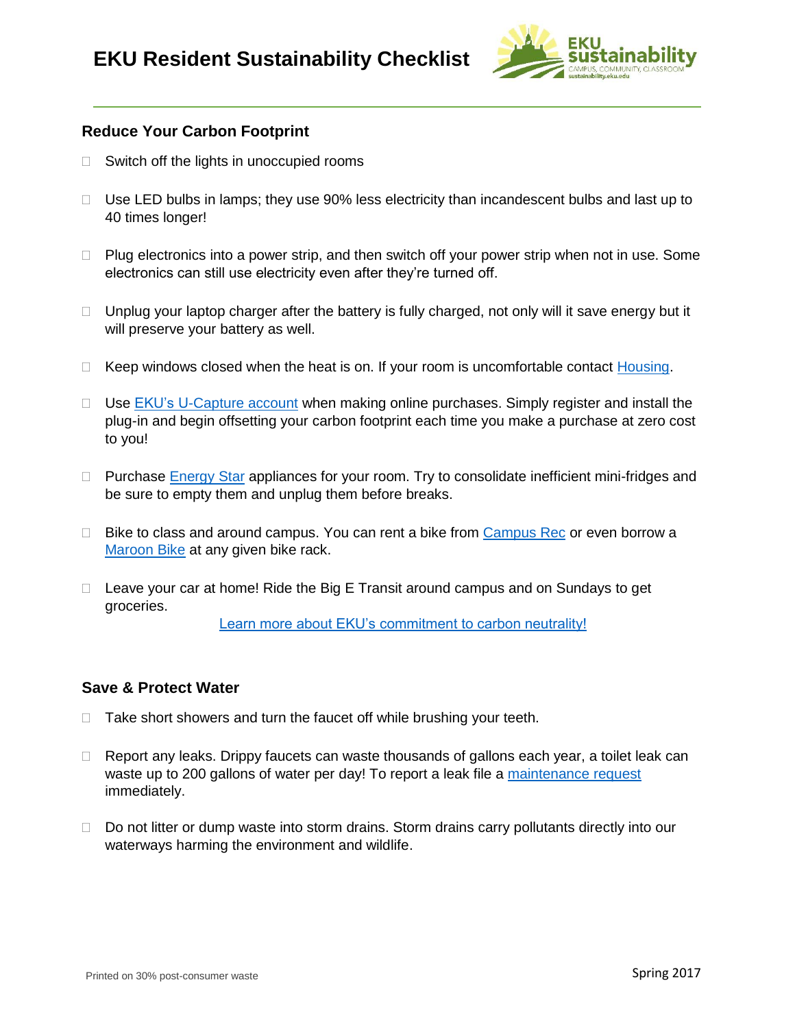# EKU Resident Sustainability Checklist

## Reduce Your Carbon Footprint

- ☐ Switch off the lights in unoccupied rooms
- ☐ Use LED bulbs in lamps; they use 90% less electricity than incandescent bulbs and last up to 40 times longer!
- ☐ Plug electronics into a power strip, and then switch off your power strip when not in use. Some electronics can still use electricity even after they're turned off.
- ☐ Unplug your laptop charger after the battery is fully charged, not only will it save energy but it will preserve your battery as well.
- ☐ Keep windows closed when the heat is on. If your room is uncomfortable contact Housing.
- ☐ Use EKU's U-Capture account when making online purchases. Simply register and install the plug-in and begin offsetting your carbon footprint each time you make a purchase at zero cost to you!
- ☐ Purchase Energy Star appliances for your room. Try to consolidate inefficient mini-fridges and be sure to empty them and unplug them before breaks.
- ☐ Bike to class and around campus. You can rent a bike from Campus Rec or even borrow a Maroon Bike at any given bike rack.
- ☐ Leave your car at home! Ride the Big E Transit around campus and on Sundays to get groceries.

Learn more about EKU's commitment to carbon neutrality!

## Save & Protect Water

- ☐ Take short showers and turn the faucet off while brushing your teeth.
- ☐ Report any leaks. Drippy faucets can waste thousands of gallons each year, a toilet leak can waste up to 200 gallons of water per day! To report a leak file a maintenance request immediately.
- ☐ Do not litter or dump waste into storm drains. Storm drains carry pollutants directly into our waterways harming the environment and wildlife.

Printed on 30% post-consumer waste

Spring 2017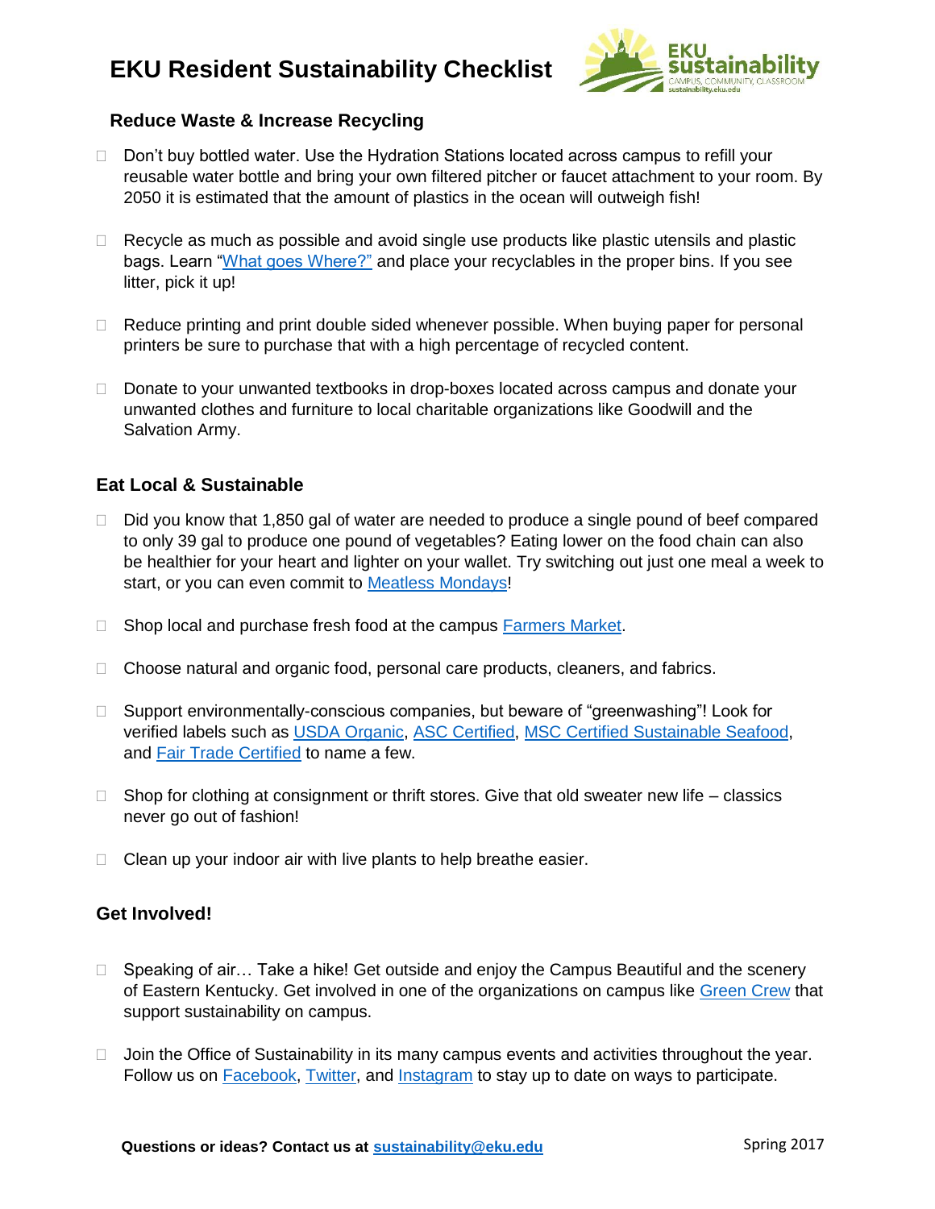# EKU Resident Sustainability Checklist

## Reduce Waste & Increase Recycling

- Don't buy bottled water. Use the Hydration Stations located across campus to refill your reusable water bottle and bring your own filtered pitcher or faucet attachment to your room. By 2050 it is estimated that the amount of plastics in the ocean will outweigh fish!

- Recycle as much as possible and avoid single use products like plastic utensils and plastic bags. Learn "What goes Where?" and place your recyclables in the proper bins. If you see litter, pick it up!

- Reduce printing and print double sided whenever possible. When buying paper for personal printers be sure to purchase that with a high percentage of recycled content.

- Donate to your unwanted textbooks in drop-boxes located across campus and donate your unwanted clothes and furniture to local charitable organizations like Goodwill and the Salvation Army.

## Eat Local & Sustainable

- Did you know that 1,850 gal of water are needed to produce a single pound of beef compared to only 39 gal to produce one pound of vegetables? Eating lower on the food chain can also be healthier for your heart and lighter on your wallet. Try switching out just one meal a week to start, or you can even commit to Meatless Mondays!

- Shop local and purchase fresh food at the campus Farmers Market.

- Choose natural and organic food, personal care products, cleaners, and fabrics.

- Support environmentally-conscious companies, but beware of "greenwashing"! Look for verified labels such as USDA Organic, ASC Certified, MSC Certified Sustainable Seafood, and Fair Trade Certified to name a few.

- Shop for clothing at consignment or thrift stores. Give that old sweater new life – classics never go out of fashion!

- Clean up your indoor air with live plants to help breathe easier.

## Get Involved!

- Speaking of air… Take a hike! Get outside and enjoy the Campus Beautiful and the scenery of Eastern Kentucky. Get involved in one of the organizations on campus like Green Crew that support sustainability on campus.

- Join the Office of Sustainability in its many campus events and activities throughout the year. Follow us on Facebook, Twitter, and Instagram to stay up to date on ways to participate.

**Questions or ideas? Contact us at sustainability@eku.edu**

Spring 2017